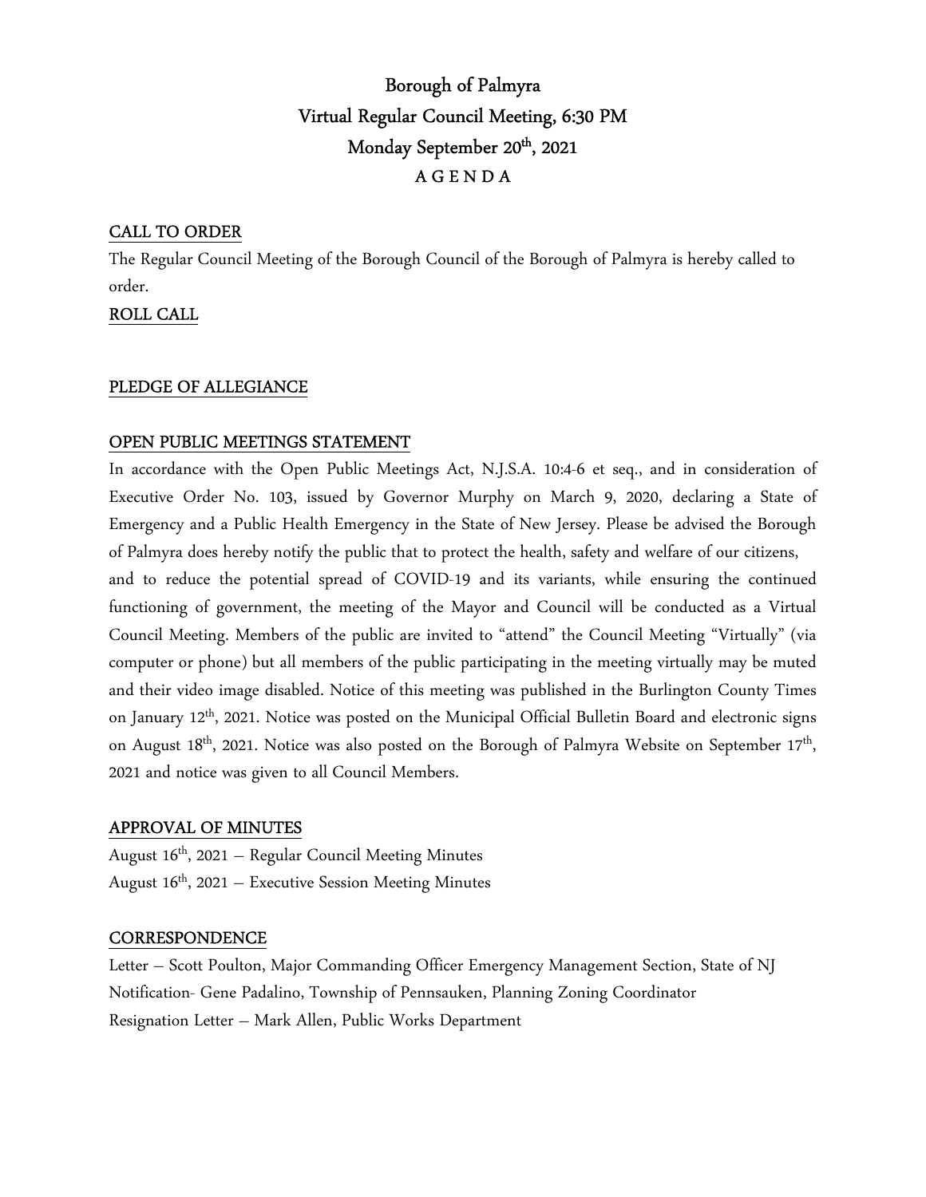# Borough of Palmyra
## Virtual Regular Council Meeting, 6:30 PM
## Monday September 20th, 2021
## A G E N D A

**CALL TO ORDER**

The Regular Council Meeting of the Borough Council of the Borough of Palmyra is hereby called to order.

**ROLL CALL**

**PLEDGE OF ALLEGIANCE**

**OPEN PUBLIC MEETINGS STATEMENT**

In accordance with the Open Public Meetings Act, N.J.S.A. 10:4-6 et seq., and in consideration of Executive Order No. 103, issued by Governor Murphy on March 9, 2020, declaring a State of Emergency and a Public Health Emergency in the State of New Jersey. Please be advised the Borough of Palmyra does hereby notify the public that to protect the health, safety and welfare of our citizens, and to reduce the potential spread of COVID-19 and its variants, while ensuring the continued functioning of government, the meeting of the Mayor and Council will be conducted as a Virtual Council Meeting. Members of the public are invited to "attend" the Council Meeting "Virtually" (via computer or phone) but all members of the public participating in the meeting virtually may be muted and their video image disabled. Notice of this meeting was published in the Burlington County Times on January 12th, 2021. Notice was posted on the Municipal Official Bulletin Board and electronic signs on August 18th, 2021. Notice was also posted on the Borough of Palmyra Website on September 17th, 2021 and notice was given to all Council Members.

**APPROVAL OF MINUTES**

August 16th, 2021 – Regular Council Meeting Minutes
August 16th, 2021 – Executive Session Meeting Minutes

**CORRESPONDENCE**

Letter – Scott Poulton, Major Commanding Officer Emergency Management Section, State of NJ
Notification- Gene Padalino, Township of Pennsauken, Planning Zoning Coordinator
Resignation Letter – Mark Allen, Public Works Department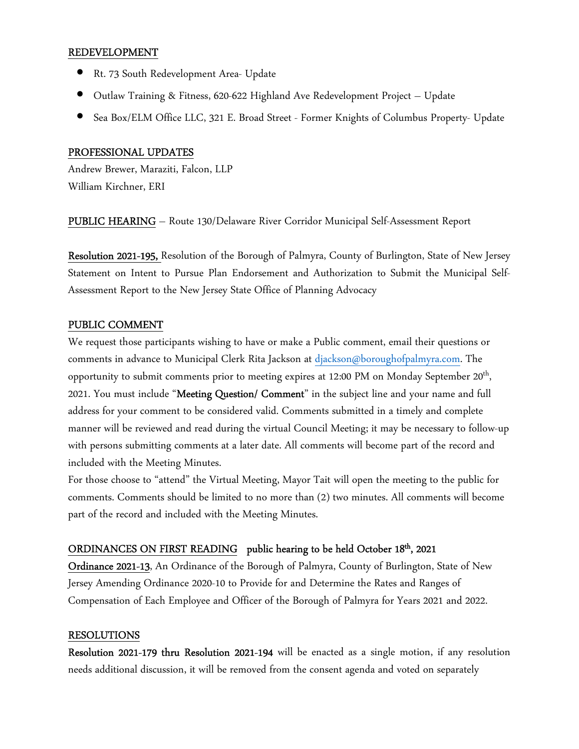## REDEVELOPMENT

- Rt. 73 South Redevelopment Area- Update
- Outlaw Training & Fitness, 620-622 Highland Ave Redevelopment Project – Update
- Sea Box/ELM Office LLC, 321 E. Broad Street - Former Knights of Columbus Property- Update

## PROFESSIONAL UPDATES

Andrew Brewer, Maraziti, Falcon, LLP
William Kirchner, ERI

**PUBLIC HEARING** – Route 130/Delaware River Corridor Municipal Self-Assessment Report

**Resolution 2021-195,** Resolution of the Borough of Palmyra, County of Burlington, State of New Jersey Statement on Intent to Pursue Plan Endorsement and Authorization to Submit the Municipal Self-Assessment Report to the New Jersey State Office of Planning Advocacy

## PUBLIC COMMENT

We request those participants wishing to have or make a Public comment, email their questions or comments in advance to Municipal Clerk Rita Jackson at djackson@boroughofpalmyra.com. The opportunity to submit comments prior to meeting expires at 12:00 PM on Monday September 20th, 2021. You must include "**Meeting Question/ Comment**" in the subject line and your name and full address for your comment to be considered valid. Comments submitted in a timely and complete manner will be reviewed and read during the virtual Council Meeting; it may be necessary to follow-up with persons submitting comments at a later date. All comments will become part of the record and included with the Meeting Minutes.

For those choose to "attend" the Virtual Meeting, Mayor Tait will open the meeting to the public for comments. Comments should be limited to no more than (2) two minutes. All comments will become part of the record and included with the Meeting Minutes.

## ORDINANCES ON FIRST READING **public hearing to be held October 18th, 2021**

**Ordinance 2021-13**, An Ordinance of the Borough of Palmyra, County of Burlington, State of New Jersey Amending Ordinance 2020-10 to Provide for and Determine the Rates and Ranges of Compensation of Each Employee and Officer of the Borough of Palmyra for Years 2021 and 2022.

## RESOLUTIONS

**Resolution 2021-179 thru Resolution 2021-194** will be enacted as a single motion, if any resolution needs additional discussion, it will be removed from the consent agenda and voted on separately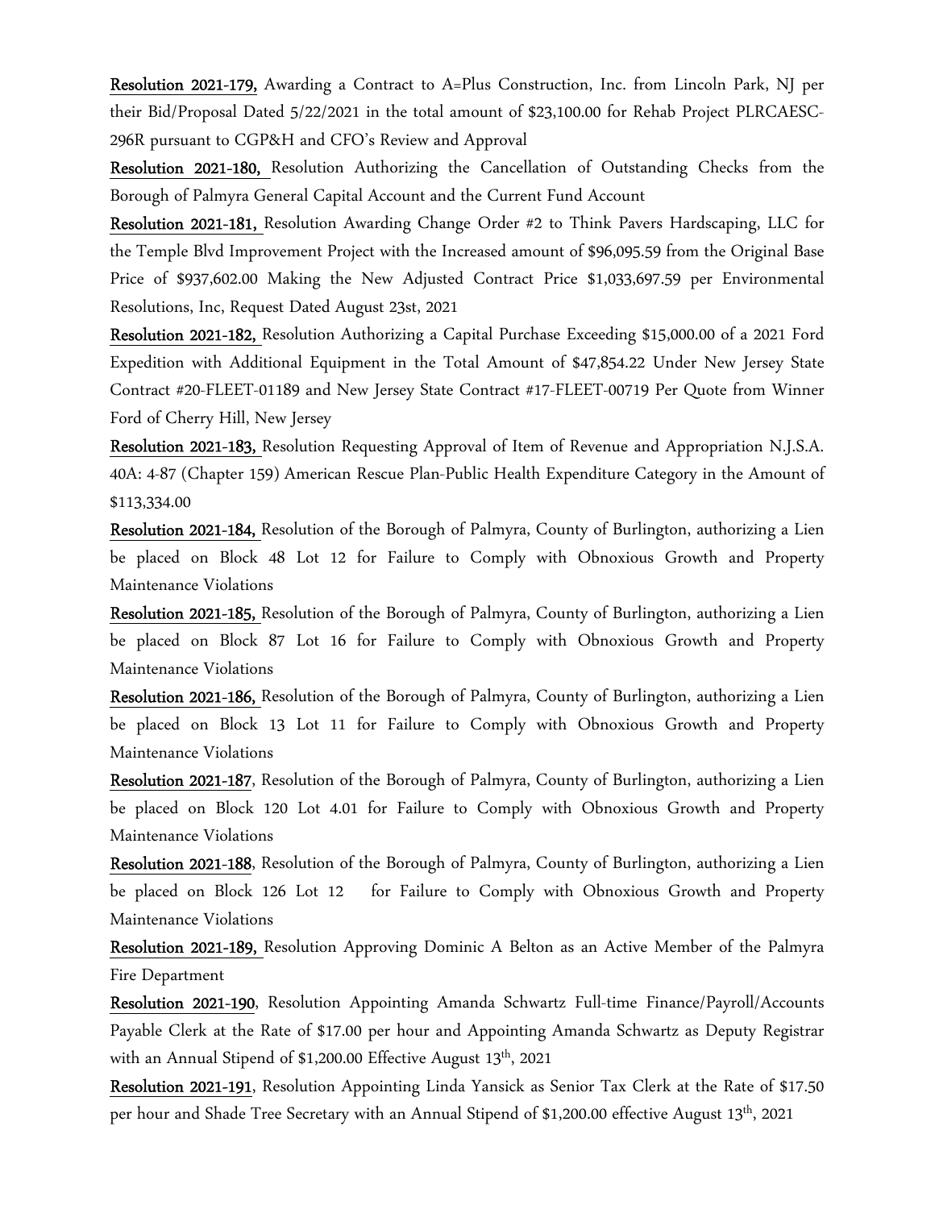**Resolution 2021-179,** Awarding a Contract to A=Plus Construction, Inc. from Lincoln Park, NJ per their Bid/Proposal Dated 5/22/2021 in the total amount of $23,100.00 for Rehab Project PLRCAESC-296R pursuant to CGP&H and CFO's Review and Approval

**Resolution 2021-180,** Resolution Authorizing the Cancellation of Outstanding Checks from the Borough of Palmyra General Capital Account and the Current Fund Account

**Resolution 2021-181,** Resolution Awarding Change Order #2 to Think Pavers Hardscaping, LLC for the Temple Blvd Improvement Project with the Increased amount of $96,095.59 from the Original Base Price of $937,602.00 Making the New Adjusted Contract Price $1,033,697.59 per Environmental Resolutions, Inc, Request Dated August 23st, 2021

**Resolution 2021-182,** Resolution Authorizing a Capital Purchase Exceeding $15,000.00 of a 2021 Ford Expedition with Additional Equipment in the Total Amount of $47,854.22 Under New Jersey State Contract #20-FLEET-01189 and New Jersey State Contract #17-FLEET-00719 Per Quote from Winner Ford of Cherry Hill, New Jersey

**Resolution 2021-183,** Resolution Requesting Approval of Item of Revenue and Appropriation N.J.S.A. 40A: 4-87 (Chapter 159) American Rescue Plan-Public Health Expenditure Category in the Amount of $113,334.00

**Resolution 2021-184,** Resolution of the Borough of Palmyra, County of Burlington, authorizing a Lien be placed on Block 48 Lot 12 for Failure to Comply with Obnoxious Growth and Property Maintenance Violations

**Resolution 2021-185,** Resolution of the Borough of Palmyra, County of Burlington, authorizing a Lien be placed on Block 87 Lot 16 for Failure to Comply with Obnoxious Growth and Property Maintenance Violations

**Resolution 2021-186,** Resolution of the Borough of Palmyra, County of Burlington, authorizing a Lien be placed on Block 13 Lot 11 for Failure to Comply with Obnoxious Growth and Property Maintenance Violations

**Resolution 2021-187**, Resolution of the Borough of Palmyra, County of Burlington, authorizing a Lien be placed on Block 120 Lot 4.01 for Failure to Comply with Obnoxious Growth and Property Maintenance Violations

**Resolution 2021-188**, Resolution of the Borough of Palmyra, County of Burlington, authorizing a Lien be placed on Block 126 Lot 12 for Failure to Comply with Obnoxious Growth and Property Maintenance Violations

**Resolution 2021-189,** Resolution Approving Dominic A Belton as an Active Member of the Palmyra Fire Department

**Resolution 2021-190**, Resolution Appointing Amanda Schwartz Full-time Finance/Payroll/Accounts Payable Clerk at the Rate of $17.00 per hour and Appointing Amanda Schwartz as Deputy Registrar with an Annual Stipend of $1,200.00 Effective August 13th, 2021

**Resolution 2021-191**, Resolution Appointing Linda Yansick as Senior Tax Clerk at the Rate of $17.50 per hour and Shade Tree Secretary with an Annual Stipend of $1,200.00 effective August 13th, 2021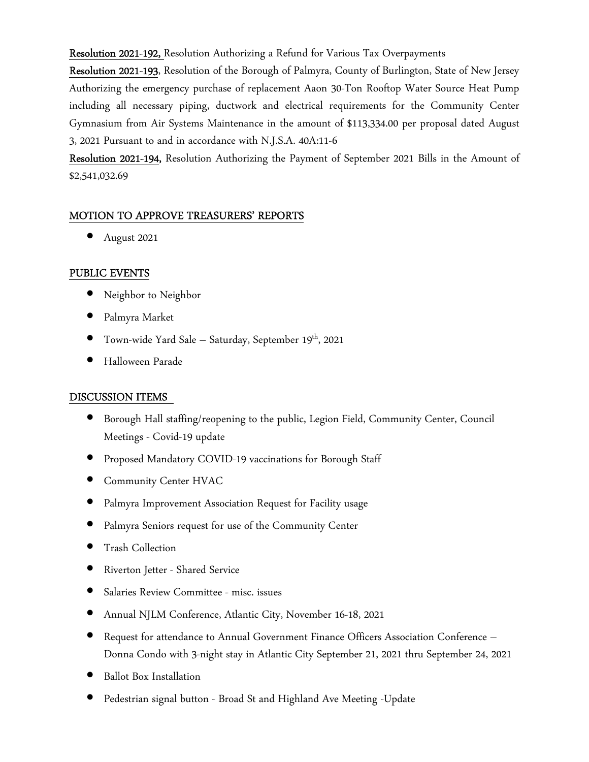**Resolution 2021-192,** Resolution Authorizing a Refund for Various Tax Overpayments

**Resolution 2021-193**, Resolution of the Borough of Palmyra, County of Burlington, State of New Jersey Authorizing the emergency purchase of replacement Aaon 30-Ton Rooftop Water Source Heat Pump including all necessary piping, ductwork and electrical requirements for the Community Center Gymnasium from Air Systems Maintenance in the amount of $113,334.00 per proposal dated August 3, 2021 Pursuant to and in accordance with N.J.S.A. 40A:11-6

**Resolution 2021-194,** Resolution Authorizing the Payment of September 2021 Bills in the Amount of $2,541,032.69

## MOTION TO APPROVE TREASURERS' REPORTS

- August 2021

## PUBLIC EVENTS

- Neighbor to Neighbor
- Palmyra Market
- Town-wide Yard Sale – Saturday, September 19th, 2021
- Halloween Parade

## DISCUSSION ITEMS

- Borough Hall staffing/reopening to the public, Legion Field, Community Center, Council Meetings - Covid-19 update
- Proposed Mandatory COVID-19 vaccinations for Borough Staff
- Community Center HVAC
- Palmyra Improvement Association Request for Facility usage
- Palmyra Seniors request for use of the Community Center
- Trash Collection
- Riverton Jetter - Shared Service
- Salaries Review Committee - misc. issues
- Annual NJLM Conference, Atlantic City, November 16-18, 2021
- Request for attendance to Annual Government Finance Officers Association Conference – Donna Condo with 3-night stay in Atlantic City September 21, 2021 thru September 24, 2021
- Ballot Box Installation
- Pedestrian signal button - Broad St and Highland Ave Meeting -Update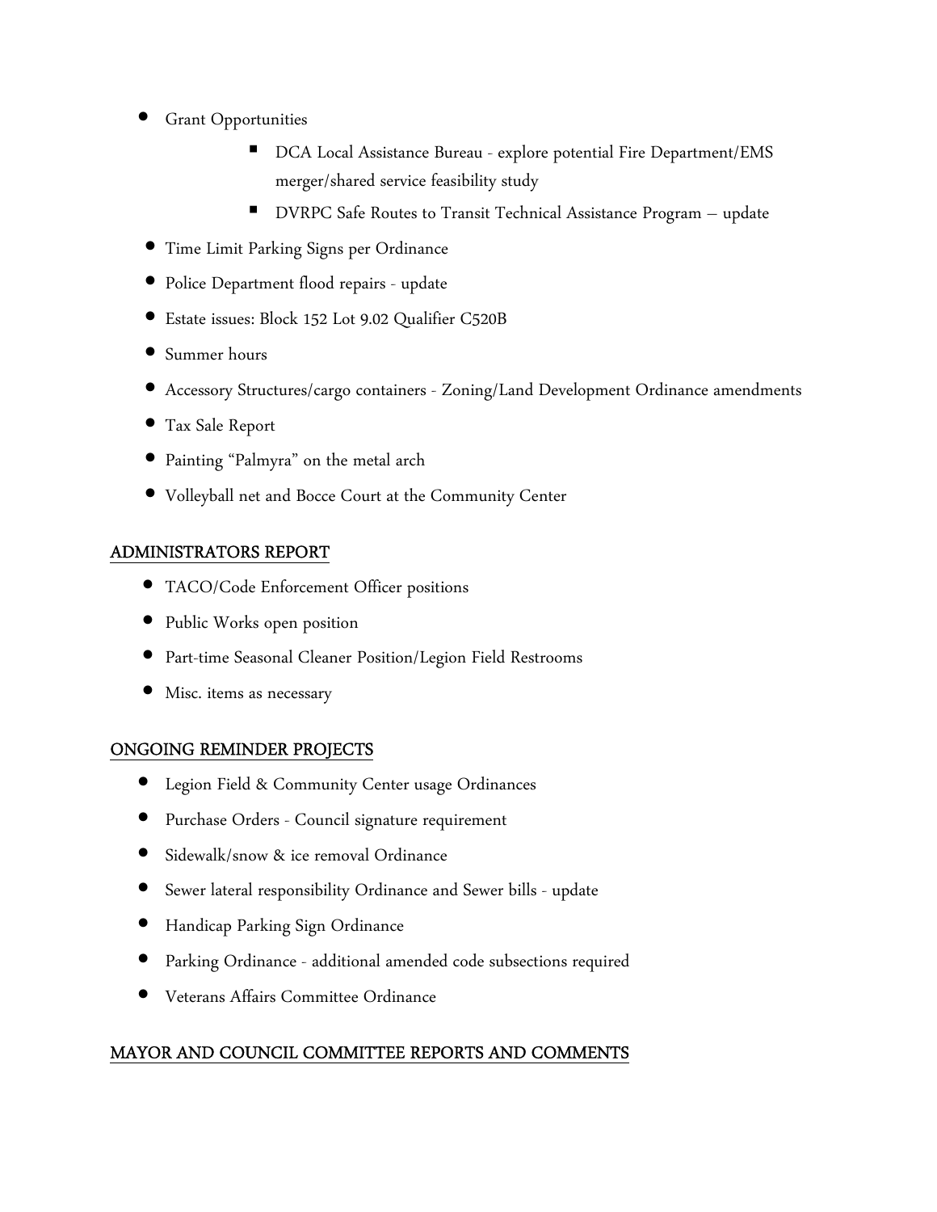- Grant Opportunities
    - DCA Local Assistance Bureau - explore potential Fire Department/EMS merger/shared service feasibility study
    - DVRPC Safe Routes to Transit Technical Assistance Program – update
- Time Limit Parking Signs per Ordinance
- Police Department flood repairs - update
- Estate issues: Block 152 Lot 9.02 Qualifier C520B
- Summer hours
- Accessory Structures/cargo containers - Zoning/Land Development Ordinance amendments
- Tax Sale Report
- Painting "Palmyra" on the metal arch
- Volleyball net and Bocce Court at the Community Center

## ADMINISTRATORS REPORT

- TACO/Code Enforcement Officer positions
- Public Works open position
- Part-time Seasonal Cleaner Position/Legion Field Restrooms
- Misc. items as necessary

## ONGOING REMINDER PROJECTS

- Legion Field & Community Center usage Ordinances
- Purchase Orders - Council signature requirement
- Sidewalk/snow & ice removal Ordinance
- Sewer lateral responsibility Ordinance and Sewer bills - update
- Handicap Parking Sign Ordinance
- Parking Ordinance - additional amended code subsections required
- Veterans Affairs Committee Ordinance

## MAYOR AND COUNCIL COMMITTEE REPORTS AND COMMENTS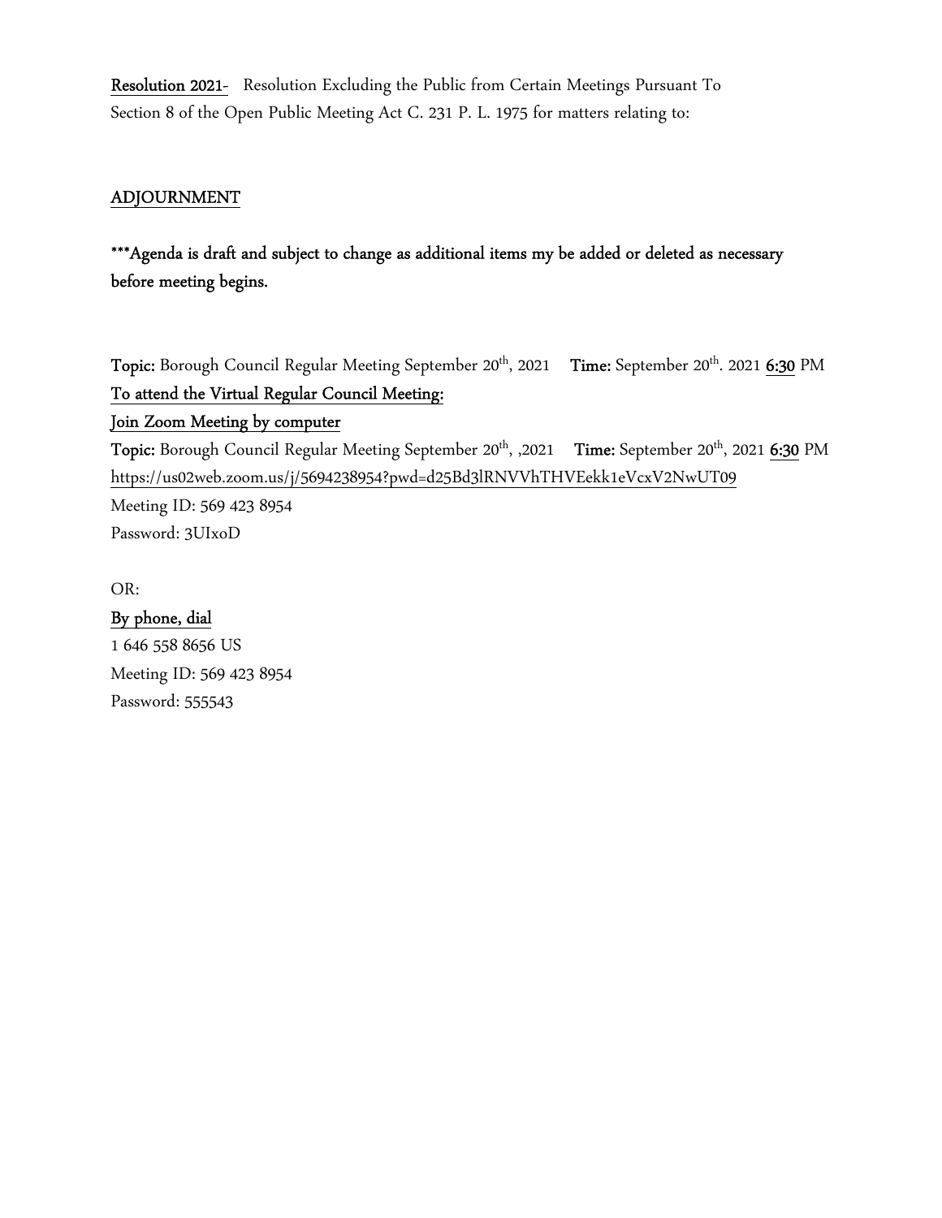**Resolution 2021-** Resolution Excluding the Public from Certain Meetings Pursuant To Section 8 of the Open Public Meeting Act C. 231 P. L. 1975 for matters relating to:

ADJOURNMENT

***Agenda is draft and subject to change as additional items my be added or deleted as necessary before meeting begins.

**Topic:** Borough Council Regular Meeting September 20th, 2021 **Time:** September 20th. 2021 6:30 PM

To attend the Virtual Regular Council Meeting:

Join Zoom Meeting by computer

**Topic:** Borough Council Regular Meeting September 20th, ,2021 **Time:** September 20th, 2021 6:30 PM

https://us02web.zoom.us/j/5694238954?pwd=d25Bd3lRNVVhTHVEekk1eVcxV2NwUT09

Meeting ID: 569 423 8954

Password: 3UIxoD

OR:

By phone, dial

1 646 558 8656 US

Meeting ID: 569 423 8954

Password: 555543